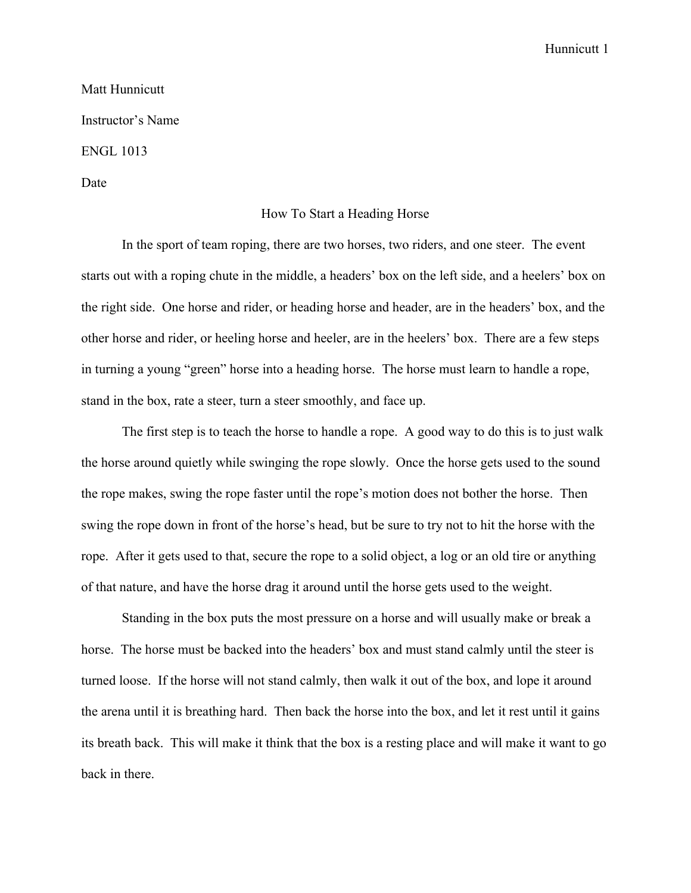Matt Hunnicutt

Instructor's Name

ENGL 1013

Date

# How To Start a Heading Horse

In the sport of team roping, there are two horses, two riders, and one steer. The event starts out with a roping chute in the middle, a headers' box on the left side, and a heelers' box on the right side. One horse and rider, or heading horse and header, are in the headers' box, and the other horse and rider, or heeling horse and heeler, are in the heelers' box. There are a few steps in turning a young "green" horse into a heading horse. The horse must learn to handle a rope, stand in the box, rate a steer, turn a steer smoothly, and face up.

The first step is to teach the horse to handle a rope. A good way to do this is to just walk the horse around quietly while swinging the rope slowly. Once the horse gets used to the sound the rope makes, swing the rope faster until the rope's motion does not bother the horse. Then swing the rope down in front of the horse's head, but be sure to try not to hit the horse with the rope. After it gets used to that, secure the rope to a solid object, a log or an old tire or anything of that nature, and have the horse drag it around until the horse gets used to the weight.

Standing in the box puts the most pressure on a horse and will usually make or break a horse. The horse must be backed into the headers' box and must stand calmly until the steer is turned loose. If the horse will not stand calmly, then walk it out of the box, and lope it around the arena until it is breathing hard. Then back the horse into the box, and let it rest until it gains its breath back. This will make it think that the box is a resting place and will make it want to go back in there.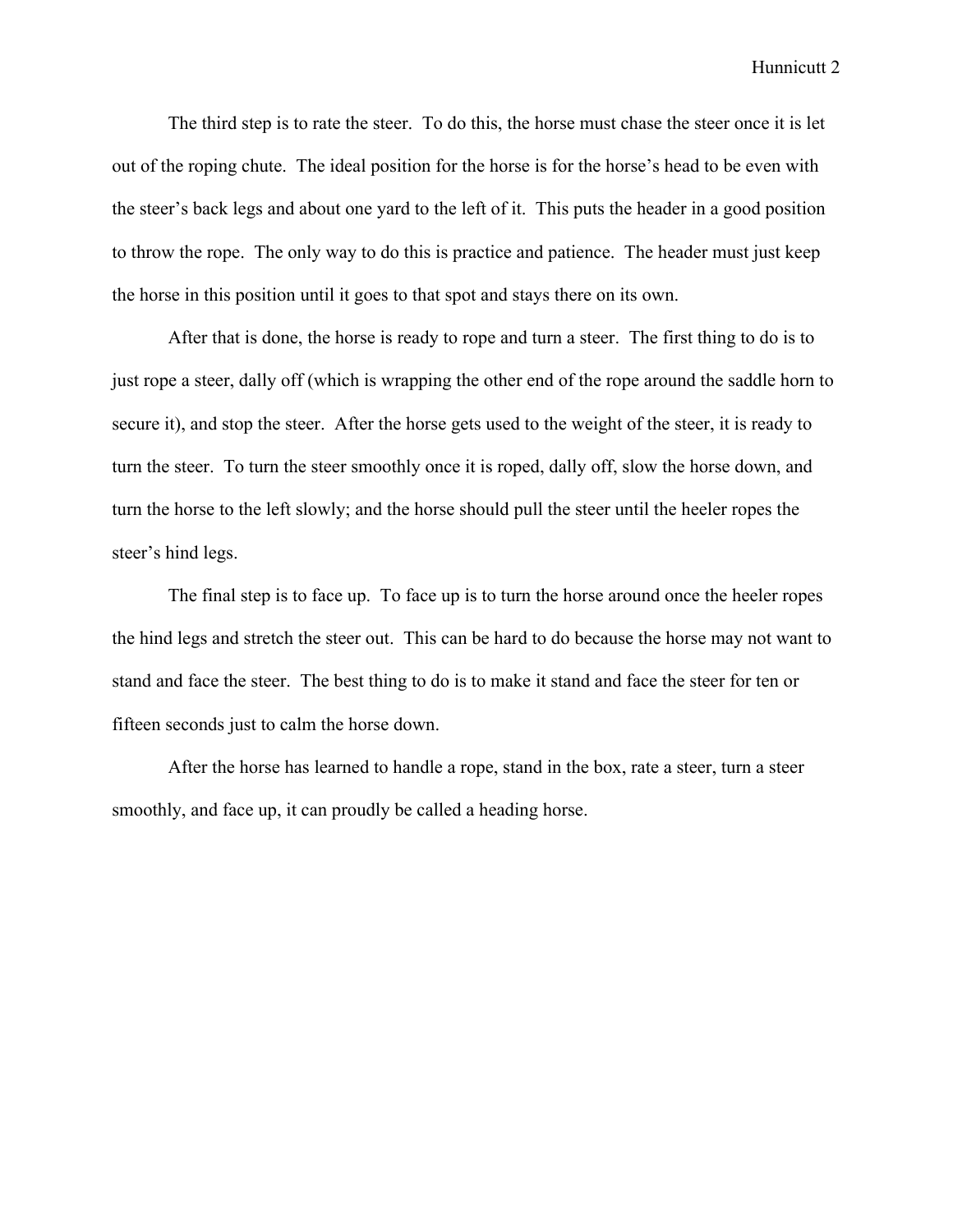The third step is to rate the steer. To do this, the horse must chase the steer once it is let out of the roping chute. The ideal position for the horse is for the horse's head to be even with the steer's back legs and about one yard to the left of it. This puts the header in a good position to throw the rope. The only way to do this is practice and patience. The header must just keep the horse in this position until it goes to that spot and stays there on its own.

After that is done, the horse is ready to rope and turn a steer. The first thing to do is to just rope a steer, dally off (which is wrapping the other end of the rope around the saddle horn to secure it), and stop the steer. After the horse gets used to the weight of the steer, it is ready to turn the steer. To turn the steer smoothly once it is roped, dally off, slow the horse down, and turn the horse to the left slowly; and the horse should pull the steer until the heeler ropes the steer's hind legs.

The final step is to face up. To face up is to turn the horse around once the heeler ropes the hind legs and stretch the steer out. This can be hard to do because the horse may not want to stand and face the steer. The best thing to do is to make it stand and face the steer for ten or fifteen seconds just to calm the horse down.

After the horse has learned to handle a rope, stand in the box, rate a steer, turn a steer smoothly, and face up, it can proudly be called a heading horse.